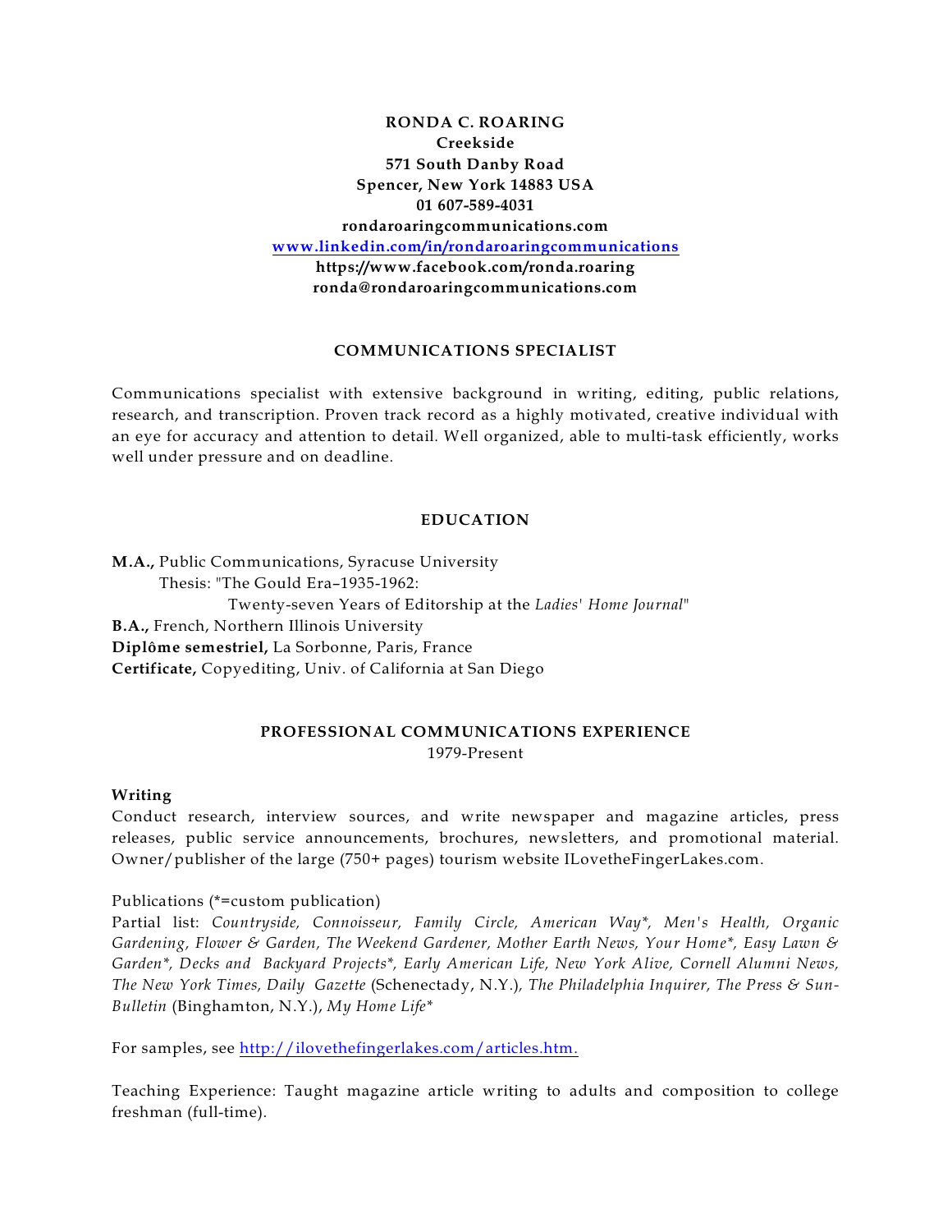**RONDA C. ROARING**
**Creekside**
**571 South Danby Road**
**Spencer, New York 14883 USA**
**01 607-589-4031**
**rondaroaringcommunications.com**
**[www.linkedin.com/in/rondaroaringcommunications](www.linkedin.com/in/rondaroaringcommunications)**
**https://www.facebook.com/ronda.roaring**
**ronda@rondaroaringcommunications.com**

## COMMUNICATIONS SPECIALIST

Communications specialist with extensive background in writing, editing, public relations, research, and transcription. Proven track record as a highly motivated, creative individual with an eye for accuracy and attention to detail. Well organized, able to multi-task efficiently, works well under pressure and on deadline.

## EDUCATION

**M.A.,** Public Communications, Syracuse University
Thesis: "The Gould Era–1935-1962:
Twenty-seven Years of Editorship at the *Ladies' Home Journal*"
**B.A.,** French, Northern Illinois University
**Diplôme semestriel,** La Sorbonne, Paris, France
**Certificate,** Copyediting, Univ. of California at San Diego

## PROFESSIONAL COMMUNICATIONS EXPERIENCE

1979-Present

**Writing**
Conduct research, interview sources, and write newspaper and magazine articles, press releases, public service announcements, brochures, newsletters, and promotional material. Owner/publisher of the large (750+ pages) tourism website ILovetheFingerLakes.com.

Publications (*=custom publication)
Partial list: *Countryside, Connoisseur, Family Circle, American Way*, Men's Health, Organic Gardening, Flower & Garden, The Weekend Gardener, Mother Earth News, Your Home*, Easy Lawn & Garden*, Decks and Backyard Projects*, Early American Life, New York Alive, Cornell Alumni News, The New York Times, Daily Gazette* (Schenectady, N.Y.)*, The Philadelphia Inquirer, The Press & Sun-Bulletin* (Binghamton, N.Y.), *My Home Life**

For samples, see [http://ilovethefingerlakes.com/articles.htm.](http://ilovethefingerlakes.com/articles.htm)

Teaching Experience: Taught magazine article writing to adults and composition to college freshman (full-time).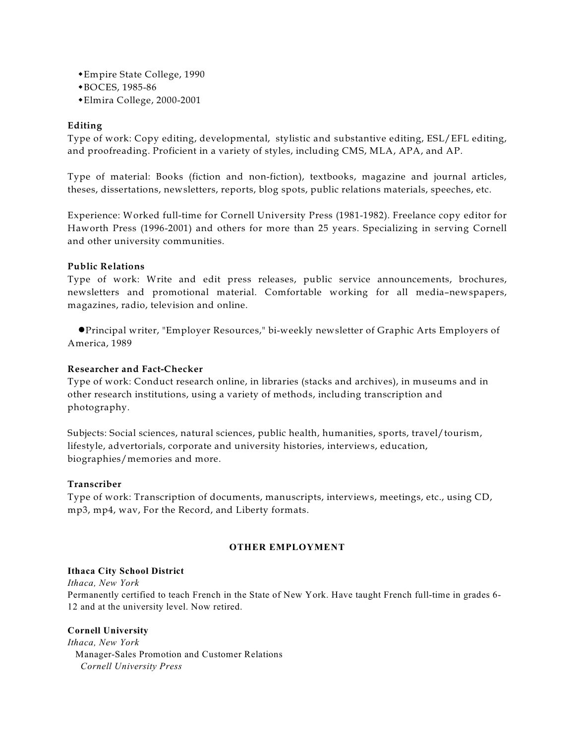- Empire State College, 1990
- BOCES, 1985-86
- Elmira College, 2000-2001

**Editing**

Type of work: Copy editing, developmental, stylistic and substantive editing, ESL/EFL editing, and proofreading. Proficient in a variety of styles, including CMS, MLA, APA, and AP.

Type of material: Books (fiction and non-fiction), textbooks, magazine and journal articles, theses, dissertations, newsletters, reports, blog spots, public relations materials, speeches, etc.

Experience: Worked full-time for Cornell University Press (1981-1982). Freelance copy editor for Haworth Press (1996-2001) and others for more than 25 years. Specializing in serving Cornell and other university communities.

**Public Relations**

Type of work: Write and edit press releases, public service announcements, brochures, newsletters and promotional material. Comfortable working for all media–newspapers, magazines, radio, television and online.

- Principal writer, "Employer Resources," bi-weekly newsletter of Graphic Arts Employers of America, 1989

**Researcher and Fact-Checker**

Type of work: Conduct research online, in libraries (stacks and archives), in museums and in other research institutions, using a variety of methods, including transcription and photography.

Subjects: Social sciences, natural sciences, public health, humanities, sports, travel/tourism, lifestyle, advertorials, corporate and university histories, interviews, education, biographies/memories and more.

**Transcriber**

Type of work: Transcription of documents, manuscripts, interviews, meetings, etc., using CD, mp3, mp4, wav, For the Record, and Liberty formats.

## OTHER EMPLOYMENT

**Ithaca City School District**

*Ithaca, New York*

Permanently certified to teach French in the State of New York. Have taught French full-time in grades 6-12 and at the university level. Now retired.

**Cornell University**

*Ithaca, New York*

Manager-Sales Promotion and Customer Relations

*Cornell University Press*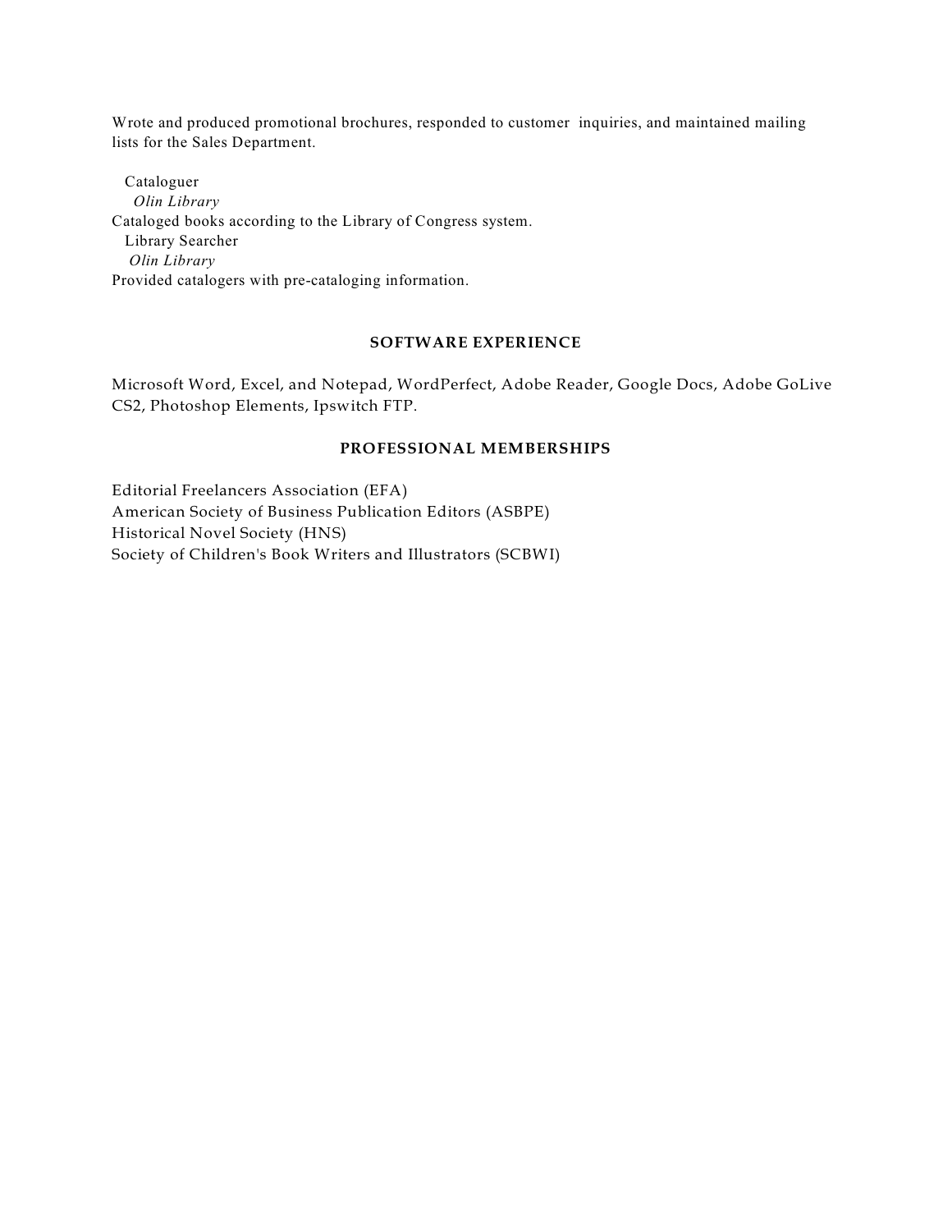Wrote and produced promotional brochures, responded to customer inquiries, and maintained mailing lists for the Sales Department.

Cataloguer
*Olin Library*
Cataloged books according to the Library of Congress system.
Library Searcher
*Olin Library*
Provided catalogers with pre-cataloging information.

## SOFTWARE EXPERIENCE

Microsoft Word, Excel, and Notepad, WordPerfect, Adobe Reader, Google Docs, Adobe GoLive CS2, Photoshop Elements, Ipswitch FTP.

## PROFESSIONAL MEMBERSHIPS

Editorial Freelancers Association (EFA)
American Society of Business Publication Editors (ASBPE)
Historical Novel Society (HNS)
Society of Children's Book Writers and Illustrators (SCBWI)